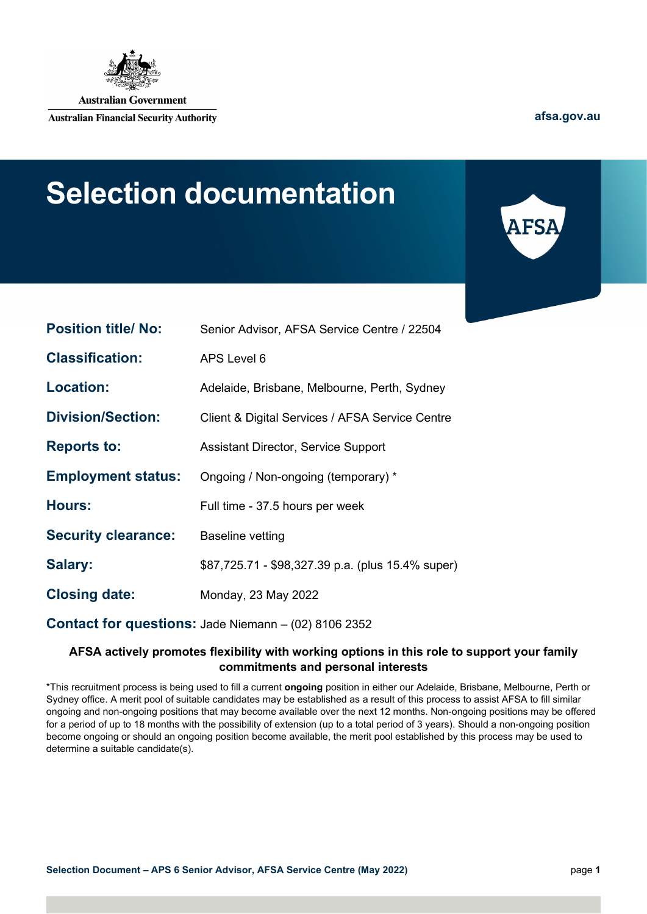Australian Government

Australian Financial Security Authority

afsa.gov.au

# Selection documentation

| | |
|---|---|
| **Position title/ No:** | Senior Advisor, AFSA Service Centre / 22504 |
| **Classification:** | APS Level 6 |
| **Location:** | Adelaide, Brisbane, Melbourne, Perth, Sydney |
| **Division/Section:** | Client & Digital Services / AFSA Service Centre |
| **Reports to:** | Assistant Director, Service Support |
| **Employment status:** | Ongoing / Non-ongoing (temporary) * |
| **Hours:** | Full time - 37.5 hours per week |
| **Security clearance:** | Baseline vetting |
| **Salary:** | $87,725.71 - $98,327.39 p.a. (plus 15.4% super) |
| **Closing date:** | Monday, 23 May 2022 |
| **Contact for questions:** | Jade Niemann – (02) 8106 2352 |

**AFSA actively promotes flexibility with working options in this role to support your family commitments and personal interests**

*This recruitment process is being used to fill a current **ongoing** position in either our Adelaide, Brisbane, Melbourne, Perth or Sydney office. A merit pool of suitable candidates may be established as a result of this process to assist AFSA to fill similar ongoing and non-ongoing positions that may become available over the next 12 months. Non-ongoing positions may be offered for a period of up to 18 months with the possibility of extension (up to a total period of 3 years). Should a non-ongoing position become ongoing or should an ongoing position become available, the merit pool established by this process may be used to determine a suitable candidate(s).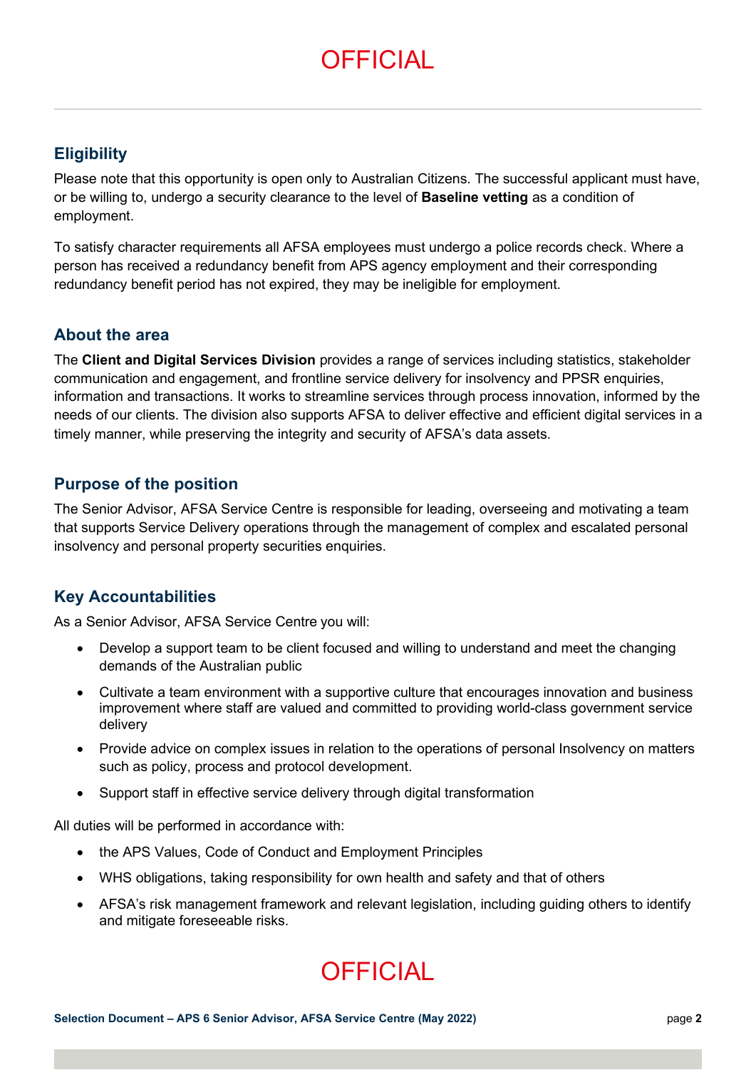## Eligibility

Please note that this opportunity is open only to Australian Citizens. The successful applicant must have, or be willing to, undergo a security clearance to the level of **Baseline vetting** as a condition of employment.

To satisfy character requirements all AFSA employees must undergo a police records check. Where a person has received a redundancy benefit from APS agency employment and their corresponding redundancy benefit period has not expired, they may be ineligible for employment.

## About the area

The **Client and Digital Services Division** provides a range of services including statistics, stakeholder communication and engagement, and frontline service delivery for insolvency and PPSR enquiries, information and transactions. It works to streamline services through process innovation, informed by the needs of our clients. The division also supports AFSA to deliver effective and efficient digital services in a timely manner, while preserving the integrity and security of AFSA's data assets.

## Purpose of the position

The Senior Advisor, AFSA Service Centre is responsible for leading, overseeing and motivating a team that supports Service Delivery operations through the management of complex and escalated personal insolvency and personal property securities enquiries.

## Key Accountabilities

As a Senior Advisor, AFSA Service Centre you will:

- Develop a support team to be client focused and willing to understand and meet the changing demands of the Australian public
- Cultivate a team environment with a supportive culture that encourages innovation and business improvement where staff are valued and committed to providing world-class government service delivery
- Provide advice on complex issues in relation to the operations of personal Insolvency on matters such as policy, process and protocol development.
- Support staff in effective service delivery through digital transformation

All duties will be performed in accordance with:

- the APS Values, Code of Conduct and Employment Principles
- WHS obligations, taking responsibility for own health and safety and that of others
- AFSA's risk management framework and relevant legislation, including guiding others to identify and mitigate foreseeable risks.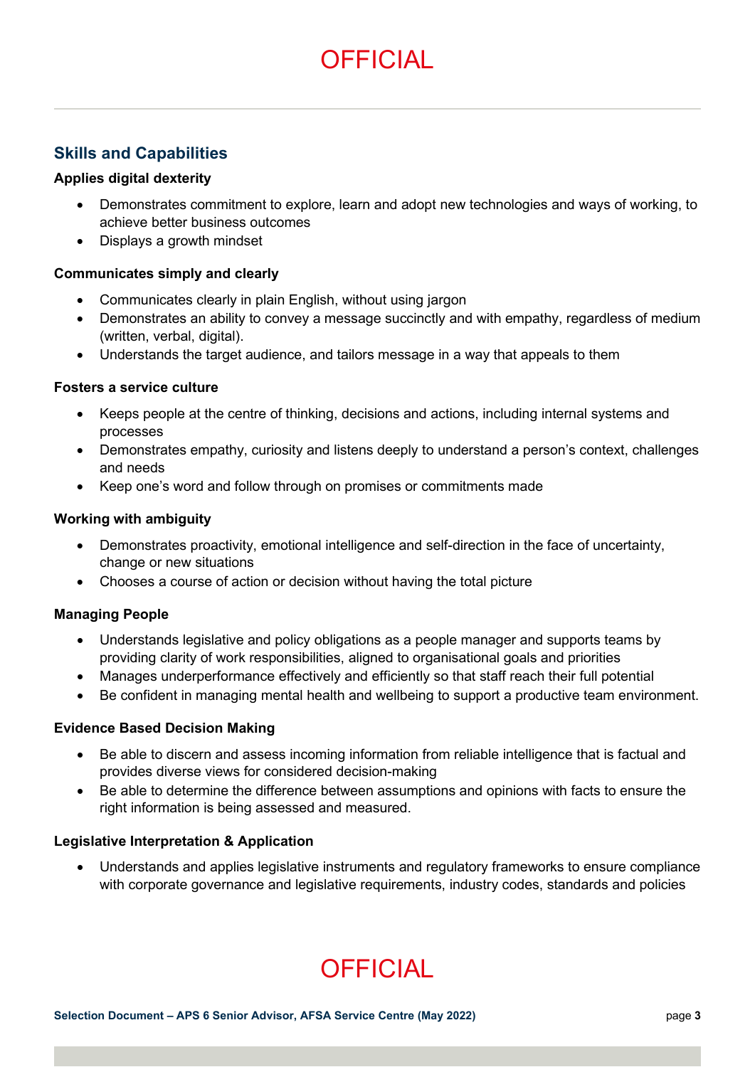## Skills and Capabilities

**Applies digital dexterity**

- Demonstrates commitment to explore, learn and adopt new technologies and ways of working, to achieve better business outcomes
- Displays a growth mindset

**Communicates simply and clearly**

- Communicates clearly in plain English, without using jargon
- Demonstrates an ability to convey a message succinctly and with empathy, regardless of medium (written, verbal, digital).
- Understands the target audience, and tailors message in a way that appeals to them

**Fosters a service culture**

- Keeps people at the centre of thinking, decisions and actions, including internal systems and processes
- Demonstrates empathy, curiosity and listens deeply to understand a person's context, challenges and needs
- Keep one's word and follow through on promises or commitments made

**Working with ambiguity**

- Demonstrates proactivity, emotional intelligence and self-direction in the face of uncertainty, change or new situations
- Chooses a course of action or decision without having the total picture

**Managing People**

- Understands legislative and policy obligations as a people manager and supports teams by providing clarity of work responsibilities, aligned to organisational goals and priorities
- Manages underperformance effectively and efficiently so that staff reach their full potential
- Be confident in managing mental health and wellbeing to support a productive team environment.

**Evidence Based Decision Making**

- Be able to discern and assess incoming information from reliable intelligence that is factual and provides diverse views for considered decision-making
- Be able to determine the difference between assumptions and opinions with facts to ensure the right information is being assessed and measured.

**Legislative Interpretation & Application**

- Understands and applies legislative instruments and regulatory frameworks to ensure compliance with corporate governance and legislative requirements, industry codes, standards and policies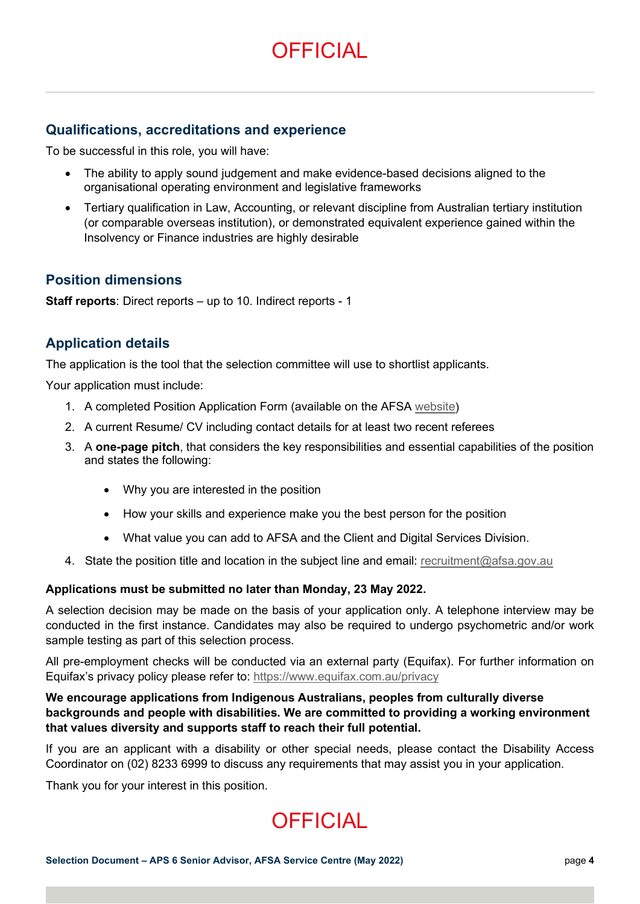## Qualifications, accreditations and experience

To be successful in this role, you will have:

- The ability to apply sound judgement and make evidence-based decisions aligned to the organisational operating environment and legislative frameworks
- Tertiary qualification in Law, Accounting, or relevant discipline from Australian tertiary institution (or comparable overseas institution), or demonstrated equivalent experience gained within the Insolvency or Finance industries are highly desirable

## Position dimensions

**Staff reports**: Direct reports – up to 10. Indirect reports - 1

## Application details

The application is the tool that the selection committee will use to shortlist applicants.

Your application must include:

1. A completed Position Application Form (available on the AFSA website)
2. A current Resume/ CV including contact details for at least two recent referees
3. A **one-page pitch**, that considers the key responsibilities and essential capabilities of the position and states the following:
   - Why you are interested in the position
   - How your skills and experience make you the best person for the position
   - What value you can add to AFSA and the Client and Digital Services Division.
4. State the position title and location in the subject line and email: recruitment@afsa.gov.au

**Applications must be submitted no later than Monday, 23 May 2022.**

A selection decision may be made on the basis of your application only. A telephone interview may be conducted in the first instance. Candidates may also be required to undergo psychometric and/or work sample testing as part of this selection process.

All pre-employment checks will be conducted via an external party (Equifax). For further information on Equifax's privacy policy please refer to: https://www.equifax.com.au/privacy

**We encourage applications from Indigenous Australians, peoples from culturally diverse backgrounds and people with disabilities. We are committed to providing a working environment that values diversity and supports staff to reach their full potential.**

If you are an applicant with a disability or other special needs, please contact the Disability Access Coordinator on (02) 8233 6999 to discuss any requirements that may assist you in your application.

Thank you for your interest in this position.